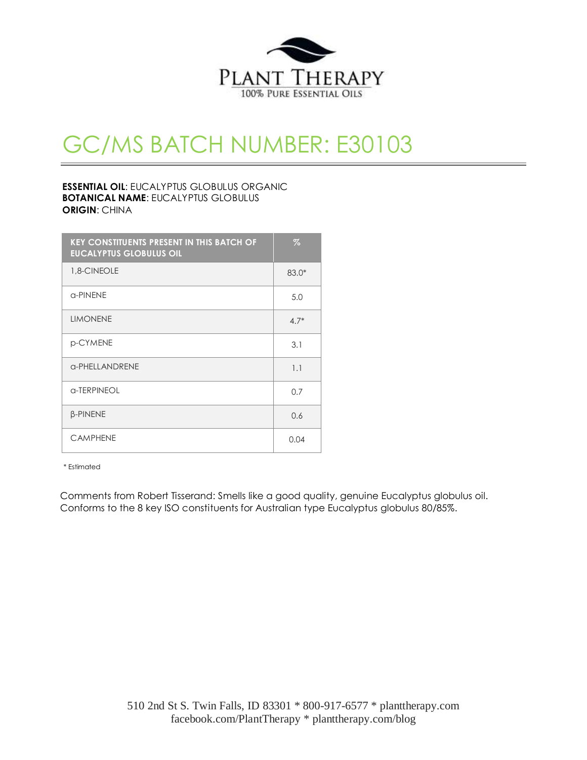PLANT THERAPY

100% PURE ESSENTIAL OILS

# GC/MS BATCH NUMBER: E30103

**ESSENTIAL OIL**: EUCALYPTUS GLOBULUS ORGANIC
**BOTANICAL NAME**: EUCALYPTUS GLOBULUS
**ORIGIN**: CHINA

| KEY CONSTITUENTS PRESENT IN THIS BATCH OF EUCALYPTUS GLOBULUS OIL | % |
|---|---|
| 1,8-CINEOLE | 83.0* |
| α-PINENE | 5.0 |
| LIMONENE | 4.7* |
| p-CYMENE | 3.1 |
| α-PHELLANDRENE | 1.1 |
| α-TERPINEOL | 0.7 |
| β-PINENE | 0.6 |
| CAMPHENE | 0.04 |

\* Estimated

Comments from Robert Tisserand: Smells like a good quality, genuine Eucalyptus globulus oil. Conforms to the 8 key ISO constituents for Australian type Eucalyptus globulus 80/85%.

510 2nd St S. Twin Falls, ID 83301 * 800-917-6577 * planttherapy.com
facebook.com/PlantTherapy * planttherapy.com/blog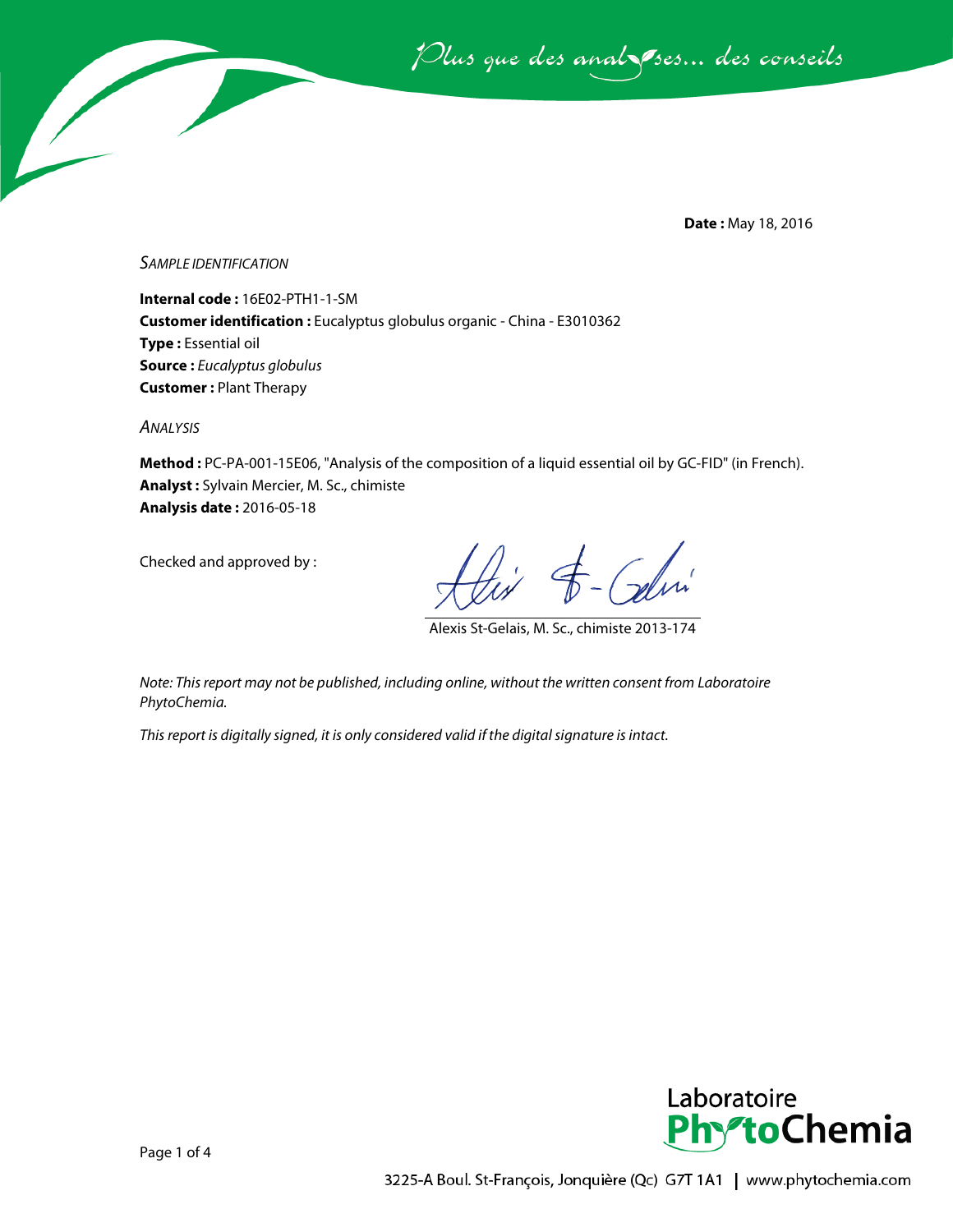*Plus que des analyses... des conseils*

**Date :** May 18, 2016

*SAMPLE IDENTIFICATION*

**Internal code :** 16E02-PTH1-1-SM
**Customer identification :** Eucalyptus globulus organic - China - E3010362
**Type :** Essential oil
**Source :** *Eucalyptus globulus*
**Customer :** Plant Therapy

*ANALYSIS*

**Method :** PC-PA-001-15E06, "Analysis of the composition of a liquid essential oil by GC-FID" (in French).
**Analyst :** Sylvain Mercier, M. Sc., chimiste
**Analysis date :** 2016-05-18

Checked and approved by :

Alexis St-Gelais, M. Sc., chimiste 2013-174

*Note: This report may not be published, including online, without the written consent from Laboratoire PhytoChemia.*

*This report is digitally signed, it is only considered valid if the digital signature is intact.*

Laboratoire PhytoChemia

3225-A Boul. St-François, Jonquière (Qc) G7T 1A1 | www.phytochemia.com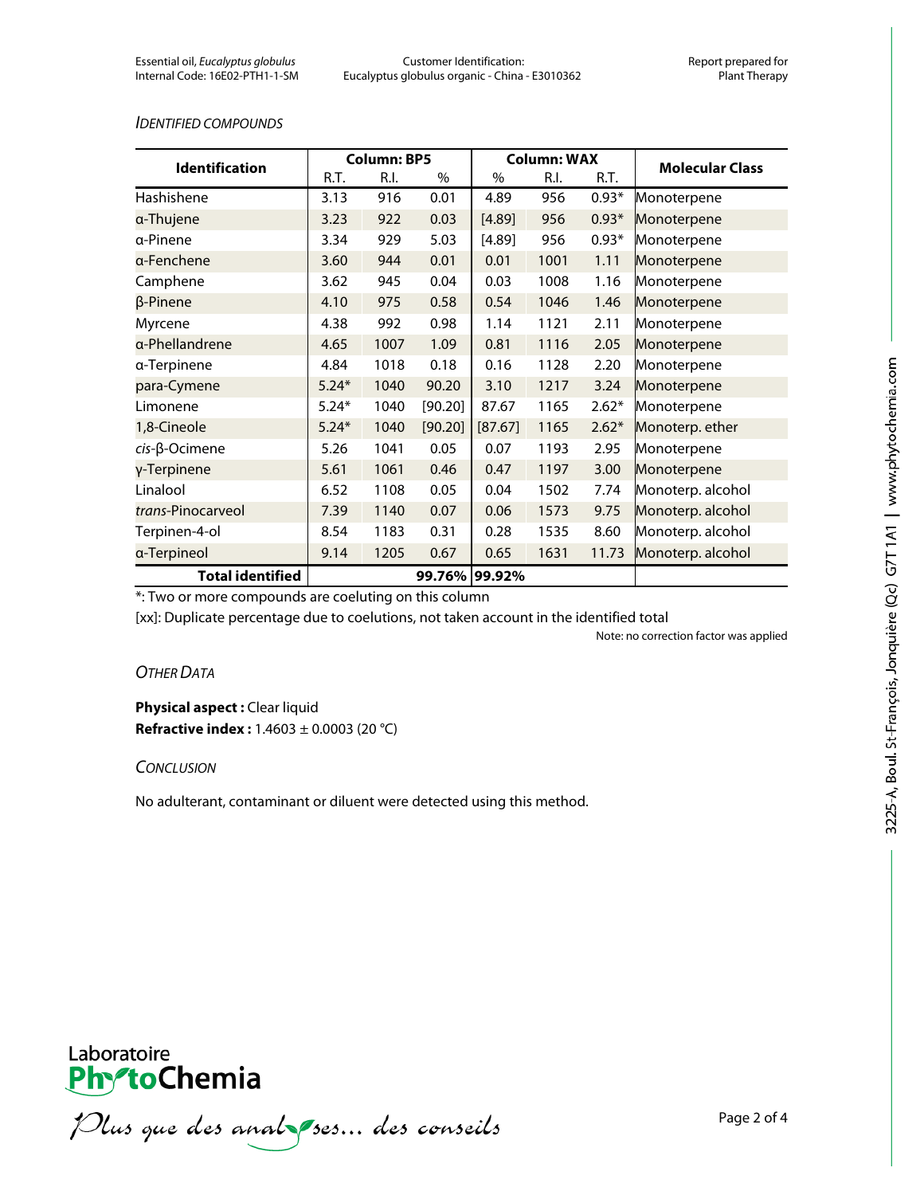*IDENTIFIED COMPOUNDS*

| Identification | Column: BP5 | | | Column: WAX | | | Molecular Class |
|---|---|---|---|---|---|---|---|
| | R.T. | R.I. | % | % | R.I. | R.T. | |
| Hashishene | 3.13 | 916 | 0.01 | 4.89 | 956 | 0.93* | Monoterpene |
| α-Thujene | 3.23 | 922 | 0.03 | [4.89] | 956 | 0.93* | Monoterpene |
| α-Pinene | 3.34 | 929 | 5.03 | [4.89] | 956 | 0.93* | Monoterpene |
| α-Fenchene | 3.60 | 944 | 0.01 | 0.01 | 1001 | 1.11 | Monoterpene |
| Camphene | 3.62 | 945 | 0.04 | 0.03 | 1008 | 1.16 | Monoterpene |
| β-Pinene | 4.10 | 975 | 0.58 | 0.54 | 1046 | 1.46 | Monoterpene |
| Myrcene | 4.38 | 992 | 0.98 | 1.14 | 1121 | 2.11 | Monoterpene |
| α-Phellandrene | 4.65 | 1007 | 1.09 | 0.81 | 1116 | 2.05 | Monoterpene |
| α-Terpinene | 4.84 | 1018 | 0.18 | 0.16 | 1128 | 2.20 | Monoterpene |
| para-Cymene | 5.24* | 1040 | 90.20 | 3.10 | 1217 | 3.24 | Monoterpene |
| Limonene | 5.24* | 1040 | [90.20] | 87.67 | 1165 | 2.62* | Monoterpene |
| 1,8-Cineole | 5.24* | 1040 | [90.20] | [87.67] | 1165 | 2.62* | Monoterp. ether |
| *cis*-β-Ocimene | 5.26 | 1041 | 0.05 | 0.07 | 1193 | 2.95 | Monoterpene |
| γ-Terpinene | 5.61 | 1061 | 0.46 | 0.47 | 1197 | 3.00 | Monoterpene |
| Linalool | 6.52 | 1108 | 0.05 | 0.04 | 1502 | 7.74 | Monoterp. alcohol |
| *trans*-Pinocarveol | 7.39 | 1140 | 0.07 | 0.06 | 1573 | 9.75 | Monoterp. alcohol |
| Terpinen-4-ol | 8.54 | 1183 | 0.31 | 0.28 | 1535 | 8.60 | Monoterp. alcohol |
| α-Terpineol | 9.14 | 1205 | 0.67 | 0.65 | 1631 | 11.73 | Monoterp. alcohol |
| **Total identified** | | | **99.76%** | **99.92%** | | | |

*: Two or more compounds are coeluting on this column

[xx]: Duplicate percentage due to coelutions, not taken account in the identified total

Note: no correction factor was applied

*OTHER DATA*

**Physical aspect :** Clear liquid

**Refractive index :** 1.4603 ± 0.0003 (20 °C)

*CONCLUSION*

No adulterant, contaminant or diluent were detected using this method.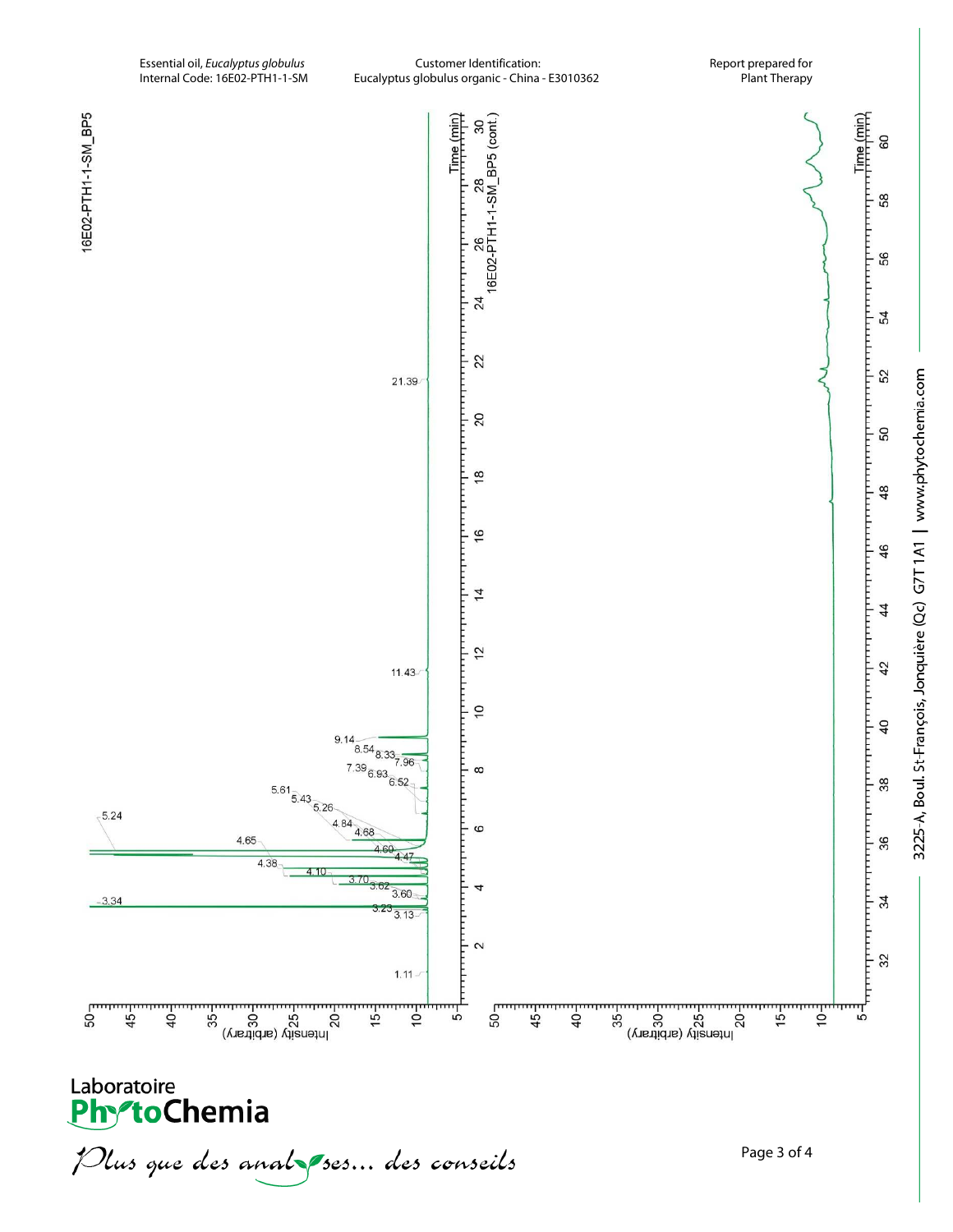Essential oil, *Eucalyptus globulus*
Internal Code: 16E02-PTH1-1-SM

Customer Identification:
Eucalyptus globulus organic - China - E3010362

Report prepared for
Plant Therapy

16E02-PTH1-1-SM_BP5

Time (min)

1.11, 3.13, 3.23, 3.34, 3.60, 3.62, 3.70, 4.10, 4.38, 4.47, 4.60, 4.65, 4.68, 4.84, 5.24, 5.26, 5.43, 5.61, 6.52, 6.93, 7.39, 7.96, 8.33, 8.54, 9.14, 11.43, 21.39

Intensity (arbitrary)

16E02-PTH1-1-SM_BP5 (cont.)

Time (min)

Intensity (arbitrary)

3225-A, Boul. St-François, Jonquière (Qc) G7T 1A1 | www.phytochemia.com

Laboratoire PhytoChemia

*Plus que des analyses... des conseils*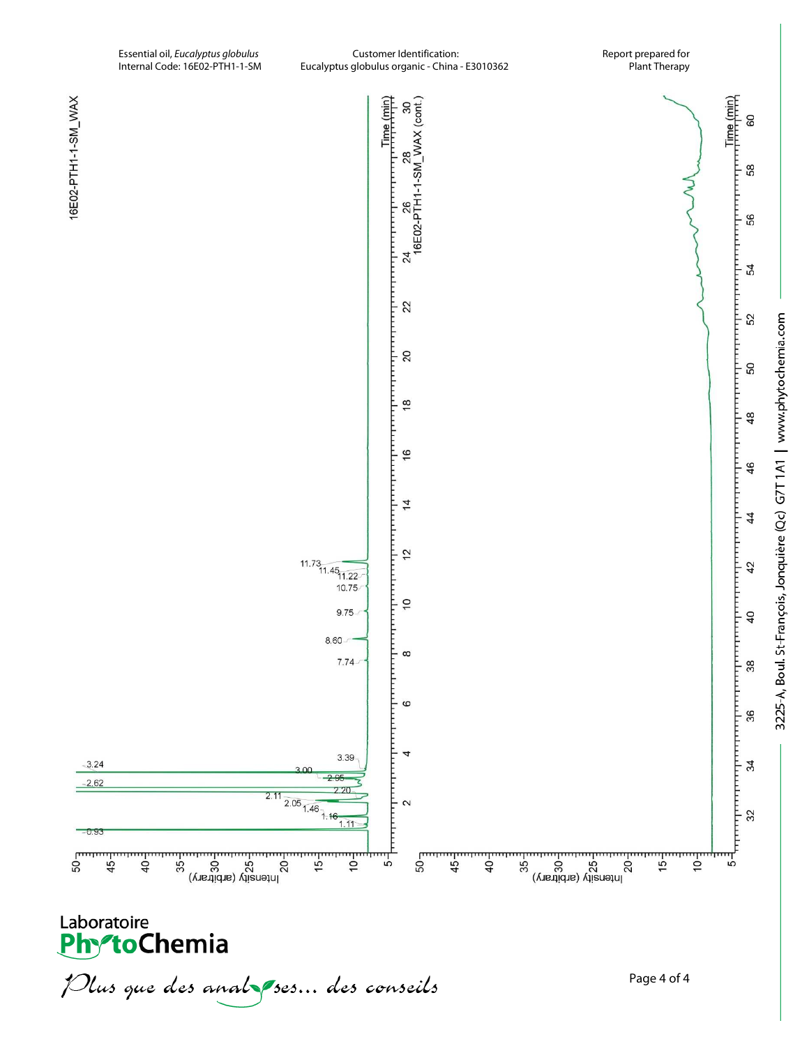Essential oil, *Eucalyptus globulus*
Internal Code: 16E02-PTH1-1-SM

Customer Identification:
Eucalyptus globulus organic - China - E3010362

Report prepared for
Plant Therapy

16E02-PTH1-1-SM_WAX

Time (min)

0.93
1.11
1.16
1.46
2.05
2.11
2.20
2.62
2.95
3.00
3.24
3.39
7.74
8.60
9.75
10.75
11.22
11.45
11.73

2
4
6
8
10
12
14
16
18
20
22
24
26
28
30

Intensity (arbitrary)

50
45
40
35
30
25
20
15
10
5

16E02-PTH1-1-SM_WAX (cont.)

Time (min)

32
34
36
38
40
42
44
46
48
50
52
54
56
58
60

Intensity (arbitrary)

50
45
40
35
30
25
20
15
10
5

3225-A, Boul. St-François, Jonquière (Qc) G7T 1A1 | www.phytochemia.com

Laboratoire PhytoChemia

*Plus que des analyses... des conseils*